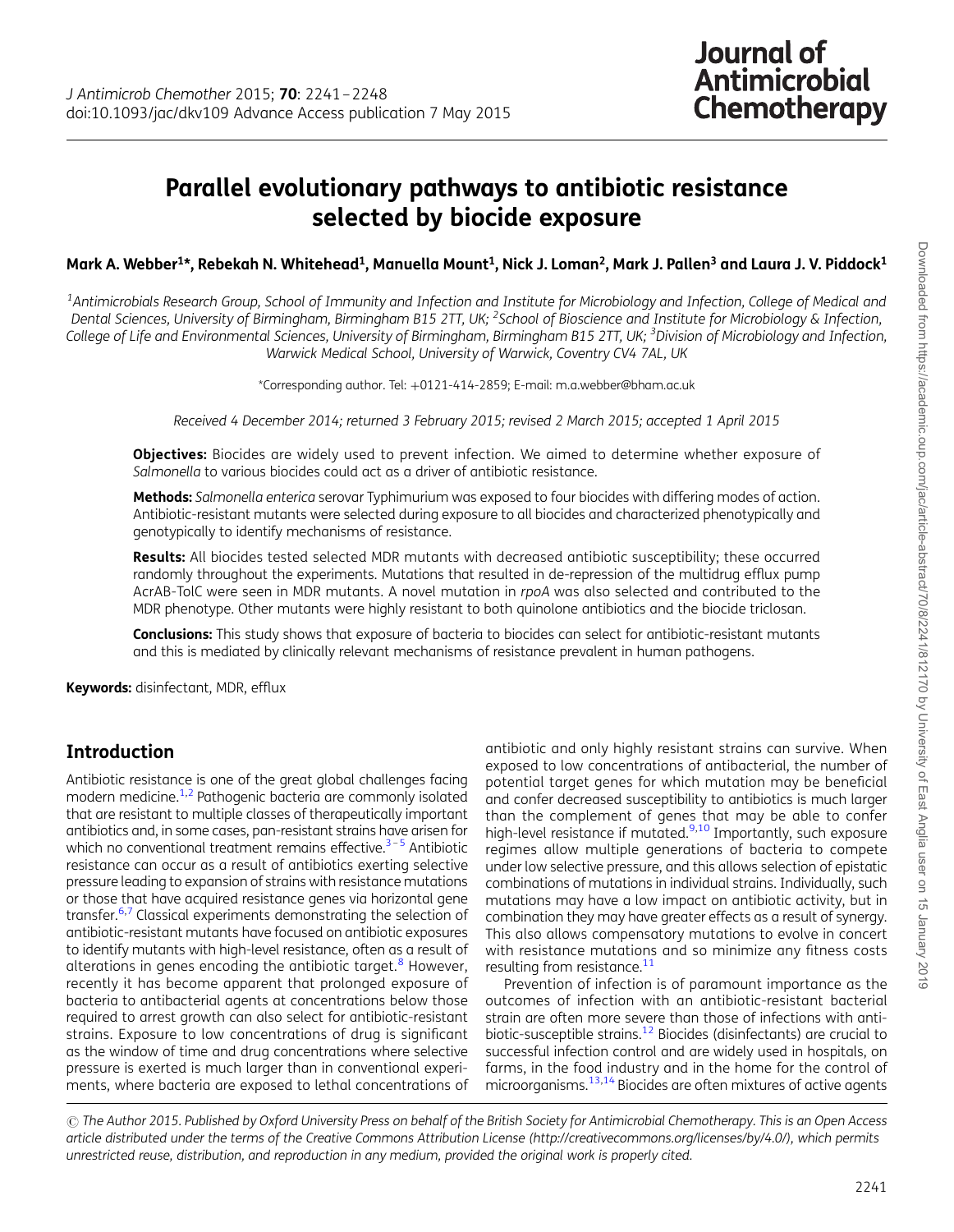# Parallel evolutionary pathways to antibiotic resistance selected by biocide exposure

**Mark A. Webber[1]*, Rebekah N. Whitehead[1], Manuella Mount[1], Nick J. Loman[2], Mark J. Pallen[3] and Laura J. V. Piddock[1]**

[1]Antimicrobials Research Group, School of Immunity and Infection and Institute for Microbiology and Infection, College of Medical and Dental Sciences, University of Birmingham, Birmingham B15 2TT, UK; [2]School of Bioscience and Institute for Microbiology & Infection, College of Life and Environmental Sciences, University of Birmingham, Birmingham B15 2TT, UK; [3]Division of Microbiology and Infection, Warwick Medical School, University of Warwick, Coventry CV4 7AL, UK

*Corresponding author. Tel: +0121-414-2859; E-mail: m.a.webber@bham.ac.uk

*Received 4 December 2014; returned 3 February 2015; revised 2 March 2015; accepted 1 April 2015*

**Objectives:** Biocides are widely used to prevent infection. We aimed to determine whether exposure of *Salmonella* to various biocides could act as a driver of antibiotic resistance.

**Methods:** *Salmonella enterica* serovar Typhimurium was exposed to four biocides with differing modes of action. Antibiotic-resistant mutants were selected during exposure to all biocides and characterized phenotypically and genotypically to identify mechanisms of resistance.

**Results:** All biocides tested selected MDR mutants with decreased antibiotic susceptibility; these occurred randomly throughout the experiments. Mutations that resulted in de-repression of the multidrug efflux pump AcrAB-TolC were seen in MDR mutants. A novel mutation in *rpoA* was also selected and contributed to the MDR phenotype. Other mutants were highly resistant to both quinolone antibiotics and the biocide triclosan.

**Conclusions:** This study shows that exposure of bacteria to biocides can select for antibiotic-resistant mutants and this is mediated by clinically relevant mechanisms of resistance prevalent in human pathogens.

**Keywords:** disinfectant, MDR, efflux

## Introduction

Antibiotic resistance is one of the great global challenges facing modern medicine.[1,2] Pathogenic bacteria are commonly isolated that are resistant to multiple classes of therapeutically important antibiotics and, in some cases, pan-resistant strains have arisen for which no conventional treatment remains effective.[3–5] Antibiotic resistance can occur as a result of antibiotics exerting selective pressure leading to expansion of strains with resistance mutations or those that have acquired resistance genes via horizontal gene transfer.[6,7] Classical experiments demonstrating the selection of antibiotic-resistant mutants have focused on antibiotic exposures to identify mutants with high-level resistance, often as a result of alterations in genes encoding the antibiotic target.[8] However, recently it has become apparent that prolonged exposure of bacteria to antibacterial agents at concentrations below those required to arrest growth can also select for antibiotic-resistant strains. Exposure to low concentrations of drug is significant as the window of time and drug concentrations where selective pressure is exerted is much larger than in conventional experiments, where bacteria are exposed to lethal concentrations of antibiotic and only highly resistant strains can survive. When exposed to low concentrations of antibacterial, the number of potential target genes for which mutation may be beneficial and confer decreased susceptibility to antibiotics is much larger than the complement of genes that may be able to confer high-level resistance if mutated.[9,10] Importantly, such exposure regimes allow multiple generations of bacteria to compete under low selective pressure, and this allows selection of epistatic combinations of mutations in individual strains. Individually, such mutations may have a low impact on antibiotic activity, but in combination they may have greater effects as a result of synergy. This also allows compensatory mutations to evolve in concert with resistance mutations and so minimize any fitness costs resulting from resistance.[11]

Prevention of infection is of paramount importance as the outcomes of infection with an antibiotic-resistant bacterial strain are often more severe than those of infections with antibiotic-susceptible strains.[12] Biocides (disinfectants) are crucial to successful infection control and are widely used in hospitals, on farms, in the food industry and in the home for the control of microorganisms.[13,14] Biocides are often mixtures of active agents

© The Author 2015. Published by Oxford University Press on behalf of the British Society for Antimicrobial Chemotherapy. This is an Open Access article distributed under the terms of the Creative Commons Attribution License (http://creativecommons.org/licenses/by/4.0/), which permits unrestricted reuse, distribution, and reproduction in any medium, provided the original work is properly cited.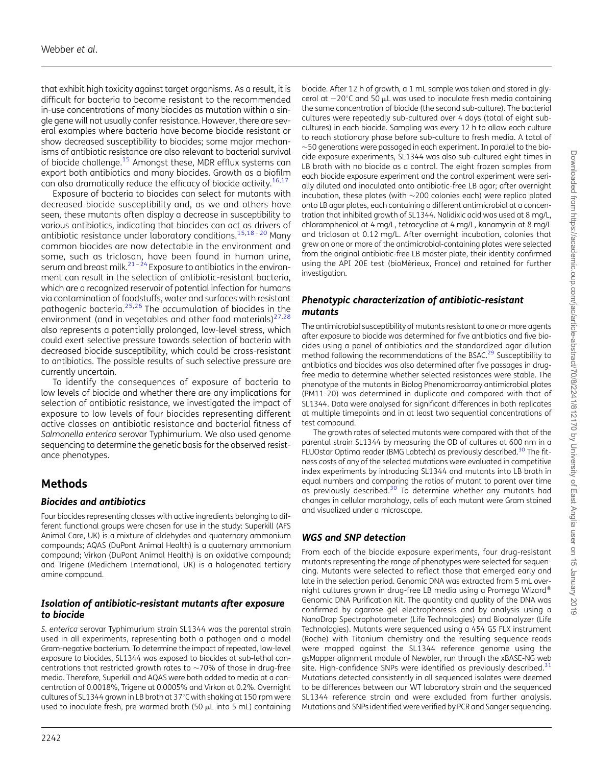that exhibit high toxicity against target organisms. As a result, it is difficult for bacteria to become resistant to the recommended in-use concentrations of many biocides as mutation within a single gene will not usually confer resistance. However, there are several examples where bacteria have become biocide resistant or show decreased susceptibility to biocides; some major mechanisms of antibiotic resistance are also relevant to bacterial survival of biocide challenge.[15] Amongst these, MDR efflux systems can export both antibiotics and many biocides. Growth as a biofilm can also dramatically reduce the efficacy of biocide activity.[16,17]

Exposure of bacteria to biocides can select for mutants with decreased biocide susceptibility and, as we and others have seen, these mutants often display a decrease in susceptibility to various antibiotics, indicating that biocides can act as drivers of antibiotic resistance under laboratory conditions.[15,18–20] Many common biocides are now detectable in the environment and some, such as triclosan, have been found in human urine, serum and breast milk.[21–24] Exposure to antibiotics in the environment can result in the selection of antibiotic-resistant bacteria, which are a recognized reservoir of potential infection for humans via contamination of foodstuffs, water and surfaces with resistant pathogenic bacteria.[25,26] The accumulation of biocides in the environment (and in vegetables and other food materials)[27,28] also represents a potentially prolonged, low-level stress, which could exert selective pressure towards selection of bacteria with decreased biocide susceptibility, which could be cross-resistant to antibiotics. The possible results of such selective pressure are currently uncertain.

To identify the consequences of exposure of bacteria to low levels of biocide and whether there are any implications for selection of antibiotic resistance, we investigated the impact of exposure to low levels of four biocides representing different active classes on antibiotic resistance and bacterial fitness of *Salmonella enterica* serovar Typhimurium. We also used genome sequencing to determine the genetic basis for the observed resistance phenotypes.

## Methods

### Biocides and antibiotics

Four biocides representing classes with active ingredients belonging to different functional groups were chosen for use in the study: Superkill (AFS Animal Care, UK) is a mixture of aldehydes and quaternary ammonium compounds; AQAS (DuPont Animal Health) is a quaternary ammonium compound; Virkon (DuPont Animal Health) is an oxidative compound; and Trigene (Medichem International, UK) is a halogenated tertiary amine compound.

### Isolation of antibiotic-resistant mutants after exposure to biocide

*S. enterica* serovar Typhimurium strain SL1344 was the parental strain used in all experiments, representing both a pathogen and a model Gram-negative bacterium. To determine the impact of repeated, low-level exposure to biocides, SL1344 was exposed to biocides at sub-lethal concentrations that restricted growth rates to ∼70% of those in drug-free media. Therefore, Superkill and AQAS were both added to media at a concentration of 0.0018%, Trigene at 0.0005% and Virkon at 0.2%. Overnight cultures of SL1344 grown in LB broth at 37°C with shaking at 150 rpm were used to inoculate fresh, pre-warmed broth (50 μL into 5 mL) containing biocide. After 12 h of growth, a 1 mL sample was taken and stored in glycerol at −20°C and 50 μL was used to inoculate fresh media containing the same concentration of biocide (the second sub-culture). The bacterial cultures were repeatedly sub-cultured over 4 days (total of eight sub-cultures) in each biocide. Sampling was every 12 h to allow each culture to reach stationary phase before sub-culture to fresh media. A total of ∼50 generations were passaged in each experiment. In parallel to the biocide exposure experiments, SL1344 was also sub-cultured eight times in LB broth with no biocide as a control. The eight frozen samples from each biocide exposure experiment and the control experiment were serially diluted and inoculated onto antibiotic-free LB agar; after overnight incubation, these plates (with ∼200 colonies each) were replica plated onto LB agar plates, each containing a different antimicrobial at a concentration that inhibited growth of SL1344. Nalidixic acid was used at 8 mg/L, chloramphenicol at 4 mg/L, tetracycline at 4 mg/L, kanamycin at 8 mg/L and triclosan at 0.12 mg/L. After overnight incubation, colonies that grew on one or more of the antimicrobial-containing plates were selected from the original antibiotic-free LB master plate, their identity confirmed using the API 20E test (bioMérieux, France) and retained for further investigation.

### Phenotypic characterization of antibiotic-resistant mutants

The antimicrobial susceptibility of mutants resistant to one or more agents after exposure to biocide was determined for five antibiotics and five biocides using a panel of antibiotics and the standardized agar dilution method following the recommendations of the BSAC.[29] Susceptibility to antibiotics and biocides was also determined after five passages in drug-free media to determine whether selected resistances were stable. The phenotype of the mutants in Biolog Phenomicroarray antimicrobial plates (PM11-20) was determined in duplicate and compared with that of SL1344. Data were analysed for significant differences in both replicates at multiple timepoints and in at least two sequential concentrations of test compound.

The growth rates of selected mutants were compared with that of the parental strain SL1344 by measuring the OD of cultures at 600 nm in a FLUOstar Optima reader (BMG Labtech) as previously described.[30] The fitness costs of any of the selected mutations were evaluated in competitive index experiments by introducing SL1344 and mutants into LB broth in equal numbers and comparing the ratios of mutant to parent over time as previously described.[30] To determine whether any mutants had changes in cellular morphology, cells of each mutant were Gram stained and visualized under a microscope.

### WGS and SNP detection

From each of the biocide exposure experiments, four drug-resistant mutants representing the range of phenotypes were selected for sequencing. Mutants were selected to reflect those that emerged early and late in the selection period. Genomic DNA was extracted from 5 mL overnight cultures grown in drug-free LB media using a Promega Wizard® Genomic DNA Purification Kit. The quantity and quality of the DNA was confirmed by agarose gel electrophoresis and by analysis using a NanoDrop Spectrophotometer (Life Technologies) and Bioanalyzer (Life Technologies). Mutants were sequenced using a 454 GS FLX instrument (Roche) with Titanium chemistry and the resulting sequence reads were mapped against the SL1344 reference genome using the gsMapper alignment module of Newbler, run through the xBASE-NG web site. High-confidence SNPs were identified as previously described.[31] Mutations detected consistently in all sequenced isolates were deemed to be differences between our WT laboratory strain and the sequenced SL1344 reference strain and were excluded from further analysis. Mutations and SNPs identified were verified by PCR and Sanger sequencing.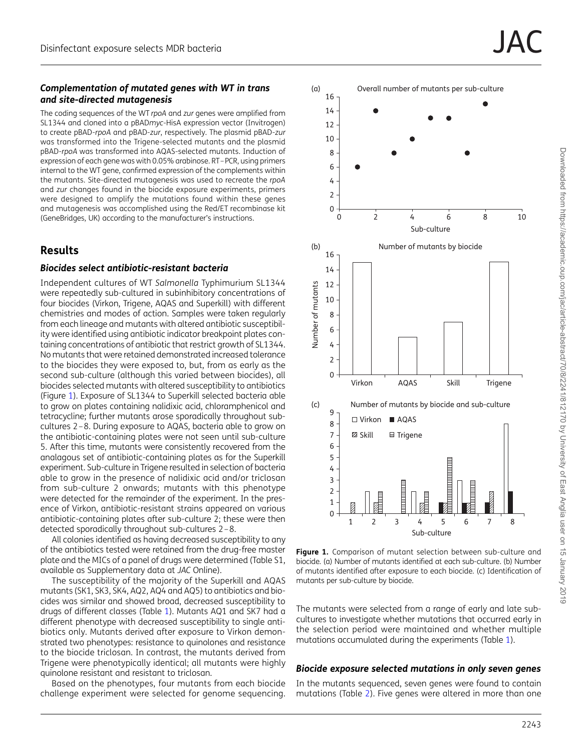### *Complementation of mutated genes with WT in trans and site-directed mutagenesis*

The coding sequences of the WT *rpoA* and *zur* genes were amplified from SL1344 and cloned into a pBAD*myc*-HisA expression vector (Invitrogen) to create pBAD-*rpoA* and pBAD-*zur*, respectively. The plasmid pBAD-*zur* was transformed into the Trigene-selected mutants and the plasmid pBAD-*rpoA* was transformed into AQAS-selected mutants. Induction of expression of each gene was with 0.05% arabinose. RT–PCR, using primers internal to the WT gene, confirmed expression of the complements within the mutants. Site-directed mutagenesis was used to recreate the *rpoA* and *zur* changes found in the biocide exposure experiments, primers were designed to amplify the mutations found within these genes and mutagenesis was accomplished using the Red/ET recombinase kit (GeneBridges, UK) according to the manufacturer's instructions.

## Results

### *Biocides select antibiotic-resistant bacteria*

Independent cultures of WT *Salmonella* Typhimurium SL1344 were repeatedly sub-cultured in subinhibitory concentrations of four biocides (Virkon, Trigene, AQAS and Superkill) with different chemistries and modes of action. Samples were taken regularly from each lineage and mutants with altered antibiotic susceptibility were identified using antibiotic indicator breakpoint plates containing concentrations of antibiotic that restrict growth of SL1344. No mutants that were retained demonstrated increased tolerance to the biocides they were exposed to, but, from as early as the second sub-culture (although this varied between biocides), all biocides selected mutants with altered susceptibility to antibiotics (Figure 1). Exposure of SL1344 to Superkill selected bacteria able to grow on plates containing nalidixic acid, chloramphenicol and tetracycline; further mutants arose sporadically throughout sub-cultures 2–8. During exposure to AQAS, bacteria able to grow on the antibiotic-containing plates were not seen until sub-culture 5. After this time, mutants were consistently recovered from the analagous set of antibiotic-containing plates as for the Superkill experiment. Sub-culture in Trigene resulted in selection of bacteria able to grow in the presence of nalidixic acid and/or triclosan from sub-culture 2 onwards; mutants with this phenotype were detected for the remainder of the experiment. In the presence of Virkon, antibiotic-resistant strains appeared on various antibiotic-containing plates after sub-culture 2; these were then detected sporadically throughout sub-cultures 2–8.

All colonies identified as having decreased susceptibility to any of the antibiotics tested were retained from the drug-free master plate and the MICs of a panel of drugs were determined (Table S1, available as Supplementary data at *JAC* Online).

The susceptibility of the majority of the Superkill and AQAS mutants (SK1, SK3, SK4, AQ2, AQ4 and AQ5) to antibiotics and biocides was similar and showed broad, decreased susceptibility to drugs of different classes (Table 1). Mutants AQ1 and SK7 had a different phenotype with decreased susceptibility to single antibiotics only. Mutants derived after exposure to Virkon demonstrated two phenotypes: resistance to quinolones and resistance to the biocide triclosan. In contrast, the mutants derived from Trigene were phenotypically identical; all mutants were highly quinolone resistant and resistant to triclosan.

Based on the phenotypes, four mutants from each biocide challenge experiment were selected for genome sequencing. The mutants were selected from a range of early and late sub-cultures to investigate whether mutations that occurred early in the selection period were maintained and whether multiple mutations accumulated during the experiments (Table 1).

**Figure 1.** Comparison of mutant selection between sub-culture and biocide. (a) Number of mutants identified at each sub-culture. (b) Number of mutants identified after exposure to each biocide. (c) Identification of mutants per sub-culture by biocide.

### *Biocide exposure selected mutations in only seven genes*

In the mutants sequenced, seven genes were found to contain mutations (Table 2). Five genes were altered in more than one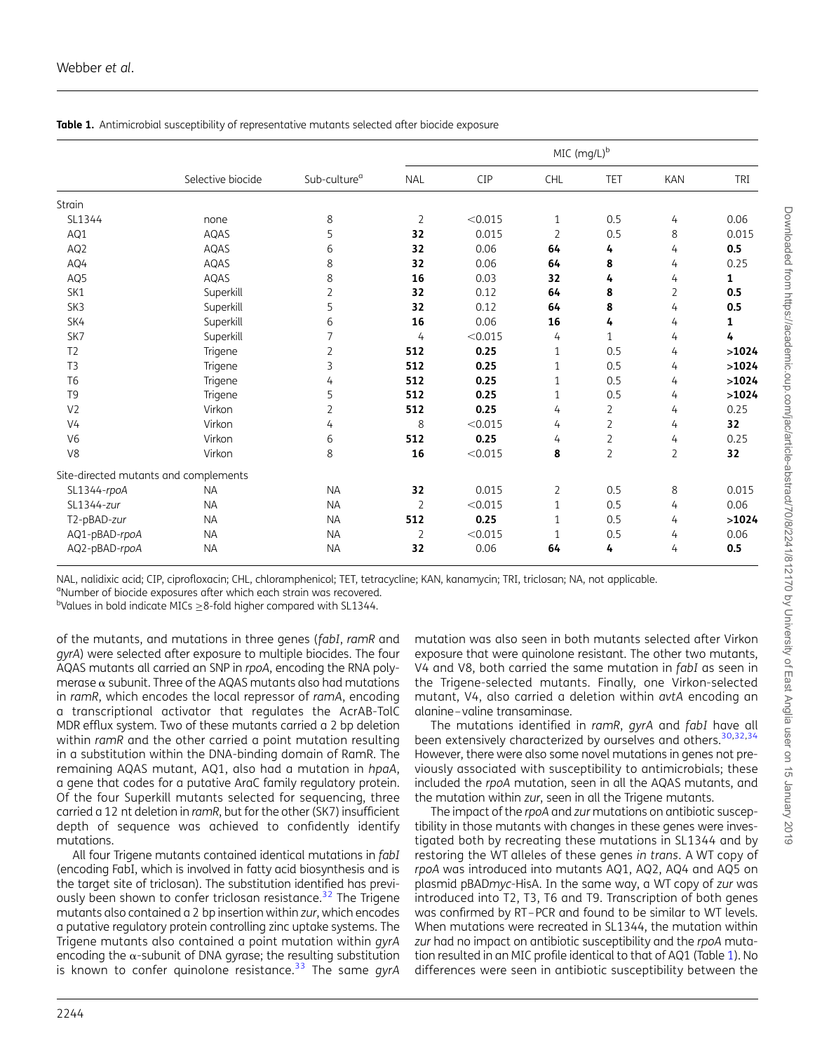**Table 1.** Antimicrobial susceptibility of representative mutants selected after biocide exposure

| | Selective biocide | Sub-culture[a] | MIC (mg/L)[b] | | | | | |
|---|---|---|---|---|---|---|---|---|
| | | | NAL | CIP | CHL | TET | KAN | TRI |
| Strain | | | | | | | | |
| SL1344 | none | 8 | 2 | <0.015 | 1 | 0.5 | 4 | 0.06 |
| AQ1 | AQAS | 5 | **32** | 0.015 | 2 | 0.5 | 8 | 0.015 |
| AQ2 | AQAS | 6 | **32** | 0.06 | **64** | **4** | 4 | **0.5** |
| AQ4 | AQAS | 8 | **32** | 0.06 | **64** | **8** | 4 | 0.25 |
| AQ5 | AQAS | 8 | **16** | 0.03 | **32** | **4** | 4 | **1** |
| SK1 | Superkill | 2 | **32** | 0.12 | **64** | **8** | 2 | **0.5** |
| SK3 | Superkill | 5 | **32** | 0.12 | **64** | **8** | 4 | **0.5** |
| SK4 | Superkill | 6 | **16** | 0.06 | **16** | **4** | 4 | **1** |
| SK7 | Superkill | 7 | 4 | <0.015 | 4 | 1 | 4 | **4** |
| T2 | Trigene | 2 | **512** | **0.25** | 1 | 0.5 | 4 | **>1024** |
| T3 | Trigene | 3 | **512** | **0.25** | 1 | 0.5 | 4 | **>1024** |
| T6 | Trigene | 4 | **512** | **0.25** | 1 | 0.5 | 4 | **>1024** |
| T9 | Trigene | 5 | **512** | **0.25** | 1 | 0.5 | 4 | **>1024** |
| V2 | Virkon | 2 | **512** | **0.25** | 4 | 2 | 4 | 0.25 |
| V4 | Virkon | 4 | 8 | <0.015 | 4 | 2 | 4 | **32** |
| V6 | Virkon | 6 | **512** | **0.25** | 4 | 2 | 4 | 0.25 |
| V8 | Virkon | 8 | **16** | <0.015 | **8** | 2 | 2 | **32** |
| Site-directed mutants and complements | | | | | | | | |
| SL1344-*rpoA* | NA | NA | **32** | 0.015 | 2 | 0.5 | 8 | 0.015 |
| SL1344-*zur* | NA | NA | 2 | <0.015 | 1 | 0.5 | 4 | 0.06 |
| T2-pBAD-*zur* | NA | NA | **512** | **0.25** | 1 | 0.5 | 4 | **>1024** |
| AQ1-pBAD-*rpoA* | NA | NA | 2 | <0.015 | 1 | 0.5 | 4 | 0.06 |
| AQ2-pBAD-*rpoA* | NA | NA | **32** | 0.06 | **64** | **4** | 4 | **0.5** |

NAL, nalidixic acid; CIP, ciprofloxacin; CHL, chloramphenicol; TET, tetracycline; KAN, kanamycin; TRI, triclosan; NA, not applicable.
[a]Number of biocide exposures after which each strain was recovered.
[b]Values in bold indicate MICs ≥8-fold higher compared with SL1344.

of the mutants, and mutations in three genes (*fabI*, *ramR* and *gyrA*) were selected after exposure to multiple biocides. The four AQAS mutants all carried an SNP in *rpoA*, encoding the RNA polymerase α subunit. Three of the AQAS mutants also had mutations in *ramR*, which encodes the local repressor of *ramA*, encoding a transcriptional activator that regulates the AcrAB-TolC MDR efflux system. Two of these mutants carried a 2 bp deletion within *ramR* and the other carried a point mutation resulting in a substitution within the DNA-binding domain of RamR. The remaining AQAS mutant, AQ1, also had a mutation in *hpaA*, a gene that codes for a putative AraC family regulatory protein. Of the four Superkill mutants selected for sequencing, three carried a 12 nt deletion in *ramR*, but for the other (SK7) insufficient depth of sequence was achieved to confidently identify mutations.

All four Trigene mutants contained identical mutations in *fabI* (encoding FabI, which is involved in fatty acid biosynthesis and is the target site of triclosan). The substitution identified has previously been shown to confer triclosan resistance.[32] The Trigene mutants also contained a 2 bp insertion within *zur*, which encodes a putative regulatory protein controlling zinc uptake systems. The Trigene mutants also contained a point mutation within *gyrA* encoding the α-subunit of DNA gyrase; the resulting substitution is known to confer quinolone resistance.[33] The same *gyrA* mutation was also seen in both mutants selected after Virkon exposure that were quinolone resistant. The other two mutants, V4 and V8, both carried the same mutation in *fabI* as seen in the Trigene-selected mutants. Finally, one Virkon-selected mutant, V4, also carried a deletion within *avtA* encoding an alanine–valine transaminase.

The mutations identified in *ramR*, *gyrA* and *fabI* have all been extensively characterized by ourselves and others.[30,32,34] However, there were also some novel mutations in genes not previously associated with susceptibility to antimicrobials; these included the *rpoA* mutation, seen in all the AQAS mutants, and the mutation within *zur*, seen in all the Trigene mutants.

The impact of the *rpoA* and *zur* mutations on antibiotic susceptibility in those mutants with changes in these genes were investigated both by recreating these mutations in SL1344 and by restoring the WT alleles of these genes *in trans*. A WT copy of *rpoA* was introduced into mutants AQ1, AQ2, AQ4 and AQ5 on plasmid pBAD*myc*-HisA. In the same way, a WT copy of *zur* was introduced into T2, T3, T6 and T9. Transcription of both genes was confirmed by RT–PCR and found to be similar to WT levels. When mutations were recreated in SL1344, the mutation within *zur* had no impact on antibiotic susceptibility and the *rpoA* mutation resulted in an MIC profile identical to that of AQ1 (Table 1). No differences were seen in antibiotic susceptibility between the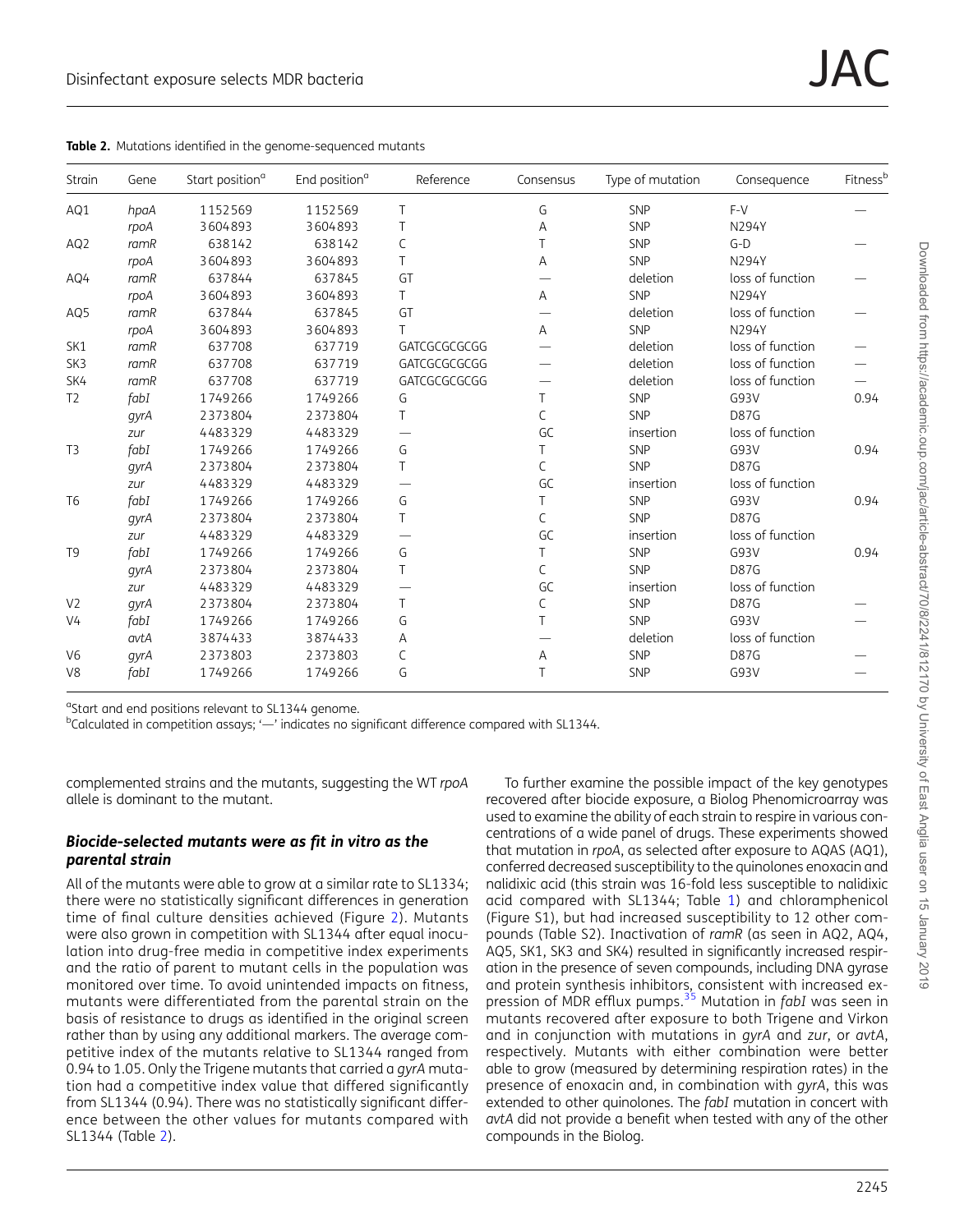**Table 2.** Mutations identified in the genome-sequenced mutants

| Strain | Gene | Start position[a] | End position[a] | Reference | Consensus | Type of mutation | Consequence | Fitness[b] |
|---|---|---|---|---|---|---|---|---|
| AQ1 | *hpaA* | 1152569 | 1152569 | T | G | SNP | F-V | — |
| | *rpoA* | 3604893 | 3604893 | T | A | SNP | N294Y | |
| AQ2 | *ramR* | 638142 | 638142 | C | T | SNP | G-D | — |
| | *rpoA* | 3604893 | 3604893 | T | A | SNP | N294Y | |
| AQ4 | *ramR* | 637844 | 637845 | GT | — | deletion | loss of function | — |
| | *rpoA* | 3604893 | 3604893 | T | A | SNP | N294Y | |
| AQ5 | *ramR* | 637844 | 637845 | GT | — | deletion | loss of function | — |
| | *rpoA* | 3604893 | 3604893 | T | A | SNP | N294Y | |
| SK1 | *ramR* | 637708 | 637719 | GATCGCGCGCGG | — | deletion | loss of function | — |
| SK3 | *ramR* | 637708 | 637719 | GATCGCGCGCGG | — | deletion | loss of function | — |
| SK4 | *ramR* | 637708 | 637719 | GATCGCGCGCGG | — | deletion | loss of function | — |
| T2 | *fabI* | 1749266 | 1749266 | G | T | SNP | G93V | 0.94 |
| | *gyrA* | 2373804 | 2373804 | T | C | SNP | D87G | |
| | *zur* | 4483329 | 4483329 | — | GC | insertion | loss of function | |
| T3 | *fabI* | 1749266 | 1749266 | G | T | SNP | G93V | 0.94 |
| | *gyrA* | 2373804 | 2373804 | T | C | SNP | D87G | |
| | *zur* | 4483329 | 4483329 | — | GC | insertion | loss of function | |
| T6 | *fabI* | 1749266 | 1749266 | G | T | SNP | G93V | 0.94 |
| | *gyrA* | 2373804 | 2373804 | T | C | SNP | D87G | |
| | *zur* | 4483329 | 4483329 | — | GC | insertion | loss of function | |
| T9 | *fabI* | 1749266 | 1749266 | G | T | SNP | G93V | 0.94 |
| | *gyrA* | 2373804 | 2373804 | T | C | SNP | D87G | |
| | *zur* | 4483329 | 4483329 | — | GC | insertion | loss of function | |
| V2 | *gyrA* | 2373804 | 2373804 | T | C | SNP | D87G | — |
| V4 | *fabI* | 1749266 | 1749266 | G | T | SNP | G93V | — |
| | *avtA* | 3874433 | 3874433 | A | — | deletion | loss of function | |
| V6 | *gyrA* | 2373803 | 2373803 | C | A | SNP | D87G | — |
| V8 | *fabI* | 1749266 | 1749266 | G | T | SNP | G93V | — |

[a]Start and end positions relevant to SL1344 genome.
[b]Calculated in competition assays; '—' indicates no significant difference compared with SL1344.

complemented strains and the mutants, suggesting the WT *rpoA* allele is dominant to the mutant.

### *Biocide-selected mutants were as fit in vitro as the parental strain*

All of the mutants were able to grow at a similar rate to SL1334; there were no statistically significant differences in generation time of final culture densities achieved (Figure 2). Mutants were also grown in competition with SL1344 after equal inoculation into drug-free media in competitive index experiments and the ratio of parent to mutant cells in the population was monitored over time. To avoid unintended impacts on fitness, mutants were differentiated from the parental strain on the basis of resistance to drugs as identified in the original screen rather than by using any additional markers. The average competitive index of the mutants relative to SL1344 ranged from 0.94 to 1.05. Only the Trigene mutants that carried a *gyrA* mutation had a competitive index value that differed significantly from SL1344 (0.94). There was no statistically significant difference between the other values for mutants compared with SL1344 (Table 2).

To further examine the possible impact of the key genotypes recovered after biocide exposure, a Biolog Phenomicroarray was used to examine the ability of each strain to respire in various concentrations of a wide panel of drugs. These experiments showed that mutation in *rpoA*, as selected after exposure to AQAS (AQ1), conferred decreased susceptibility to the quinolones enoxacin and nalidixic acid (this strain was 16-fold less susceptible to nalidixic acid compared with SL1344; Table 1) and chloramphenicol (Figure S1), but had increased susceptibility to 12 other compounds (Table S2). Inactivation of *ramR* (as seen in AQ2, AQ4, AQ5, SK1, SK3 and SK4) resulted in significantly increased respiration in the presence of seven compounds, including DNA gyrase and protein synthesis inhibitors, consistent with increased expression of MDR efflux pumps.[35] Mutation in *fabI* was seen in mutants recovered after exposure to both Trigene and Virkon and in conjunction with mutations in *gyrA* and *zur*, or *avtA*, respectively. Mutants with either combination were better able to grow (measured by determining respiration rates) in the presence of enoxacin and, in combination with *gyrA*, this was extended to other quinolones. The *fabI* mutation in concert with *avtA* did not provide a benefit when tested with any of the other compounds in the Biolog.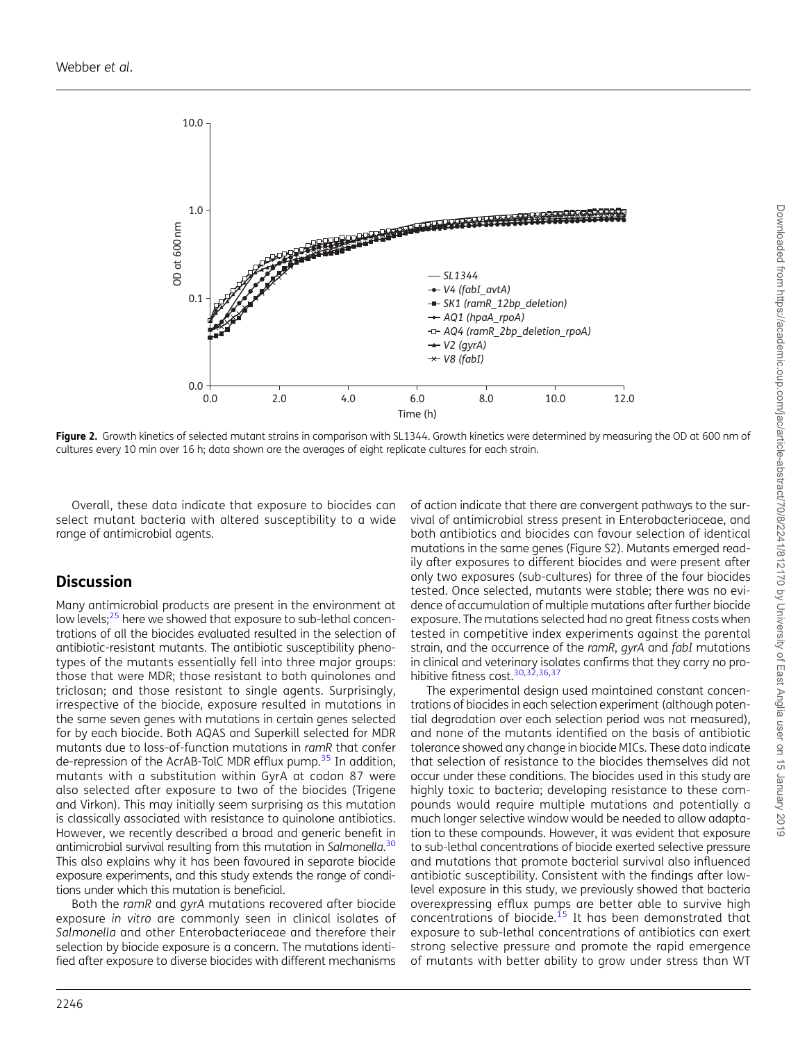**Figure 2.** Growth kinetics of selected mutant strains in comparison with SL1344. Growth kinetics were determined by measuring the OD at 600 nm of cultures every 10 min over 16 h; data shown are the averages of eight replicate cultures for each strain.

Overall, these data indicate that exposure to biocides can select mutant bacteria with altered susceptibility to a wide range of antimicrobial agents.

## Discussion

Many antimicrobial products are present in the environment at low levels;[25] here we showed that exposure to sub-lethal concentrations of all the biocides evaluated resulted in the selection of antibiotic-resistant mutants. The antibiotic susceptibility phenotypes of the mutants essentially fell into three major groups: those that were MDR; those resistant to both quinolones and triclosan; and those resistant to single agents. Surprisingly, irrespective of the biocide, exposure resulted in mutations in the same seven genes with mutations in certain genes selected for by each biocide. Both AQAS and Superkill selected for MDR mutants due to loss-of-function mutations in *ramR* that confer de-repression of the AcrAB-TolC MDR efflux pump.[35] In addition, mutants with a substitution within GyrA at codon 87 were also selected after exposure to two of the biocides (Trigene and Virkon). This may initially seem surprising as this mutation is classically associated with resistance to quinolone antibiotics. However, we recently described a broad and generic benefit in antimicrobial survival resulting from this mutation in *Salmonella*.[30] This also explains why it has been favoured in separate biocide exposure experiments, and this study extends the range of conditions under which this mutation is beneficial.

Both the *ramR* and *gyrA* mutations recovered after biocide exposure *in vitro* are commonly seen in clinical isolates of *Salmonella* and other Enterobacteriaceae and therefore their selection by biocide exposure is a concern. The mutations identified after exposure to diverse biocides with different mechanisms of action indicate that there are convergent pathways to the survival of antimicrobial stress present in Enterobacteriaceae, and both antibiotics and biocides can favour selection of identical mutations in the same genes (Figure S2). Mutants emerged readily after exposures to different biocides and were present after only two exposures (sub-cultures) for three of the four biocides tested. Once selected, mutants were stable; there was no evidence of accumulation of multiple mutations after further biocide exposure. The mutations selected had no great fitness costs when tested in competitive index experiments against the parental strain, and the occurrence of the *ramR*, *gyrA* and *fabI* mutations in clinical and veterinary isolates confirms that they carry no prohibitive fitness cost.[30,32,36,37]

The experimental design used maintained constant concentrations of biocides in each selection experiment (although potential degradation over each selection period was not measured), and none of the mutants identified on the basis of antibiotic tolerance showed any change in biocide MICs. These data indicate that selection of resistance to the biocides themselves did not occur under these conditions. The biocides used in this study are highly toxic to bacteria; developing resistance to these compounds would require multiple mutations and potentially a much longer selective window would be needed to allow adaptation to these compounds. However, it was evident that exposure to sub-lethal concentrations of biocide exerted selective pressure and mutations that promote bacterial survival also influenced antibiotic susceptibility. Consistent with the findings after low-level exposure in this study, we previously showed that bacteria overexpressing efflux pumps are better able to survive high concentrations of biocide.[15] It has been demonstrated that exposure to sub-lethal concentrations of antibiotics can exert strong selective pressure and promote the rapid emergence of mutants with better ability to grow under stress than WT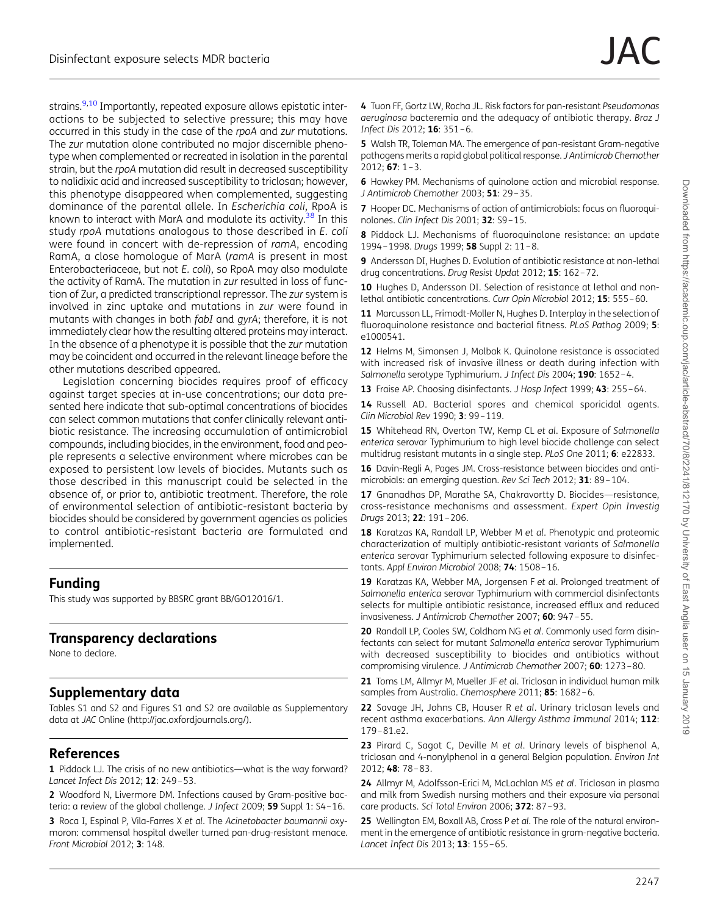strains.[9,10] Importantly, repeated exposure allows epistatic interactions to be subjected to selective pressure; this may have occurred in this study in the case of the *rpoA* and *zur* mutations. The *zur* mutation alone contributed no major discernible phenotype when complemented or recreated in isolation in the parental strain, but the *rpoA* mutation did result in decreased susceptibility to nalidixic acid and increased susceptibility to triclosan; however, this phenotype disappeared when complemented, suggesting dominance of the parental allele. In *Escherichia coli*, RpoA is known to interact with MarA and modulate its activity.[38] In this study *rpoA* mutations analogous to those described in *E. coli* were found in concert with de-repression of *ramA*, encoding RamA, a close homologue of MarA (*ramA* is present in most Enterobacteriaceae, but not *E. coli*), so RpoA may also modulate the activity of RamA. The mutation in *zur* resulted in loss of function of Zur, a predicted transcriptional repressor. The *zur* system is involved in zinc uptake and mutations in *zur* were found in mutants with changes in both *fabI* and *gyrA*; therefore, it is not immediately clear how the resulting altered proteins may interact. In the absence of a phenotype it is possible that the *zur* mutation may be coincident and occurred in the relevant lineage before the other mutations described appeared.

Legislation concerning biocides requires proof of efficacy against target species at in-use concentrations; our data presented here indicate that sub-optimal concentrations of biocides can select common mutations that confer clinically relevant antibiotic resistance. The increasing accumulation of antimicrobial compounds, including biocides, in the environment, food and people represents a selective environment where microbes can be exposed to persistent low levels of biocides. Mutants such as those described in this manuscript could be selected in the absence of, or prior to, antibiotic treatment. Therefore, the role of environmental selection of antibiotic-resistant bacteria by biocides should be considered by government agencies as policies to control antibiotic-resistant bacteria are formulated and implemented.

## Funding

This study was supported by BBSRC grant BB/GO12016/1.

## Transparency declarations

None to declare.

## Supplementary data

Tables S1 and S2 and Figures S1 and S2 are available as Supplementary data at *JAC* Online (http://jac.oxfordjournals.org/).

## References

**1** Piddock LJ. The crisis of no new antibiotics—what is the way forward? *Lancet Infect Dis* 2012; **12**: 249–53.

**2** Woodford N, Livermore DM. Infections caused by Gram-positive bacteria: a review of the global challenge. *J Infect* 2009; **59** Suppl 1: S4–16.

**3** Roca I, Espinal P, Vila-Farres X *et al*. The *Acinetobacter baumannii* oxymoron: commensal hospital dweller turned pan-drug-resistant menace. *Front Microbiol* 2012; **3**: 148.

**4** Tuon FF, Gortz LW, Rocha JL. Risk factors for pan-resistant *Pseudomonas aeruginosa* bacteremia and the adequacy of antibiotic therapy. *Braz J Infect Dis* 2012; **16**: 351–6.

**5** Walsh TR, Toleman MA. The emergence of pan-resistant Gram-negative pathogens merits a rapid global political response. *J Antimicrob Chemother* 2012; **67**: 1–3.

**6** Hawkey PM. Mechanisms of quinolone action and microbial response. *J Antimicrob Chemother* 2003; **51**: 29–35.

**7** Hooper DC. Mechanisms of action of antimicrobials: focus on fluoroquinolones. *Clin Infect Dis* 2001; **32**: S9–15.

**8** Piddock LJ. Mechanisms of fluoroquinolone resistance: an update 1994–1998. *Drugs* 1999; **58** Suppl 2: 11–8.

**9** Andersson DI, Hughes D. Evolution of antibiotic resistance at non-lethal drug concentrations. *Drug Resist Updat* 2012; **15**: 162–72.

**10** Hughes D, Andersson DI. Selection of resistance at lethal and non-lethal antibiotic concentrations. *Curr Opin Microbiol* 2012; **15**: 555–60.

**11** Marcusson LL, Frimodt-Moller N, Hughes D. Interplay in the selection of fluoroquinolone resistance and bacterial fitness. *PLoS Pathog* 2009; **5**: e1000541.

**12** Helms M, Simonsen J, Molbak K. Quinolone resistance is associated with increased risk of invasive illness or death during infection with *Salmonella* serotype Typhimurium. *J Infect Dis* 2004; **190**: 1652–4.

**13** Fraise AP. Choosing disinfectants. *J Hosp Infect* 1999; **43**: 255–64.

**14** Russell AD. Bacterial spores and chemical sporicidal agents. *Clin Microbiol Rev* 1990; **3**: 99–119.

**15** Whitehead RN, Overton TW, Kemp CL *et al*. Exposure of *Salmonella enterica* serovar Typhimurium to high level biocide challenge can select multidrug resistant mutants in a single step. *PLoS One* 2011; **6**: e22833.

**16** Davin-Regli A, Pages JM. Cross-resistance between biocides and antimicrobials: an emerging question. *Rev Sci Tech* 2012; **31**: 89–104.

**17** Gnanadhas DP, Marathe SA, Chakravortty D. Biocides—resistance, cross-resistance mechanisms and assessment. *Expert Opin Investig Drugs* 2013; **22**: 191–206.

**18** Karatzas KA, Randall LP, Webber M *et al*. Phenotypic and proteomic characterization of multiply antibiotic-resistant variants of *Salmonella enterica* serovar Typhimurium selected following exposure to disinfectants. *Appl Environ Microbiol* 2008; **74**: 1508–16.

**19** Karatzas KA, Webber MA, Jorgensen F *et al*. Prolonged treatment of *Salmonella enterica* serovar Typhimurium with commercial disinfectants selects for multiple antibiotic resistance, increased efflux and reduced invasiveness. *J Antimicrob Chemother* 2007; **60**: 947–55.

**20** Randall LP, Cooles SW, Coldham NG *et al*. Commonly used farm disinfectants can select for mutant *Salmonella enterica* serovar Typhimurium with decreased susceptibility to biocides and antibiotics without compromising virulence. *J Antimicrob Chemother* 2007; **60**: 1273–80.

**21** Toms LM, Allmyr M, Mueller JF *et al*. Triclosan in individual human milk samples from Australia. *Chemosphere* 2011; **85**: 1682–6.

**22** Savage JH, Johns CB, Hauser R *et al*. Urinary triclosan levels and recent asthma exacerbations. *Ann Allergy Asthma Immunol* 2014; **112**: 179–81.e2.

**23** Pirard C, Sagot C, Deville M *et al*. Urinary levels of bisphenol A, triclosan and 4-nonylphenol in a general Belgian population. *Environ Int* 2012; **48**: 78–83.

**24** Allmyr M, Adolfsson-Erici M, McLachlan MS *et al*. Triclosan in plasma and milk from Swedish nursing mothers and their exposure via personal care products. *Sci Total Environ* 2006; **372**: 87–93.

**25** Wellington EM, Boxall AB, Cross P *et al*. The role of the natural environment in the emergence of antibiotic resistance in gram-negative bacteria. *Lancet Infect Dis* 2013; **13**: 155–65.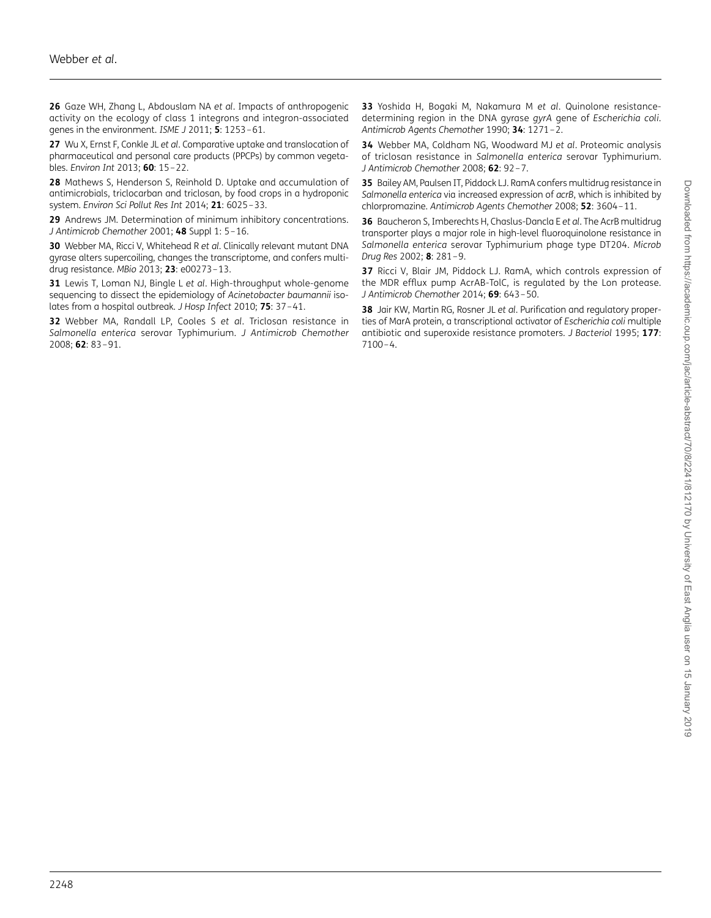**26** Gaze WH, Zhang L, Abdouslam NA *et al*. Impacts of anthropogenic activity on the ecology of class 1 integrons and integron-associated genes in the environment. *ISME J* 2011; **5**: 1253–61.

**27** Wu X, Ernst F, Conkle JL *et al*. Comparative uptake and translocation of pharmaceutical and personal care products (PPCPs) by common vegetables. *Environ Int* 2013; **60**: 15–22.

**28** Mathews S, Henderson S, Reinhold D. Uptake and accumulation of antimicrobials, triclocarban and triclosan, by food crops in a hydroponic system. *Environ Sci Pollut Res Int* 2014; **21**: 6025–33.

**29** Andrews JM. Determination of minimum inhibitory concentrations. *J Antimicrob Chemother* 2001; **48** Suppl 1: 5–16.

**30** Webber MA, Ricci V, Whitehead R *et al*. Clinically relevant mutant DNA gyrase alters supercoiling, changes the transcriptome, and confers multidrug resistance. *MBio* 2013; **23**: e00273–13.

**31** Lewis T, Loman NJ, Bingle L *et al*. High-throughput whole-genome sequencing to dissect the epidemiology of *Acinetobacter baumannii* isolates from a hospital outbreak. *J Hosp Infect* 2010; **75**: 37–41.

**32** Webber MA, Randall LP, Cooles S *et al*. Triclosan resistance in *Salmonella enterica* serovar Typhimurium. *J Antimicrob Chemother* 2008; **62**: 83–91.

**33** Yoshida H, Bogaki M, Nakamura M *et al*. Quinolone resistance-determining region in the DNA gyrase *gyrA* gene of *Escherichia coli*. *Antimicrob Agents Chemother* 1990; **34**: 1271–2.

**34** Webber MA, Coldham NG, Woodward MJ *et al*. Proteomic analysis of triclosan resistance in *Salmonella enterica* serovar Typhimurium. *J Antimicrob Chemother* 2008; **62**: 92–7.

**35** Bailey AM, Paulsen IT, Piddock LJ. RamA confers multidrug resistance in *Salmonella enterica* via increased expression of *acrB*, which is inhibited by chlorpromazine. *Antimicrob Agents Chemother* 2008; **52**: 3604–11.

**36** Baucheron S, Imberechts H, Chaslus-Dancla E *et al*. The AcrB multidrug transporter plays a major role in high-level fluoroquinolone resistance in *Salmonella enterica* serovar Typhimurium phage type DT204. *Microb Drug Res* 2002; **8**: 281–9.

**37** Ricci V, Blair JM, Piddock LJ. RamA, which controls expression of the MDR efflux pump AcrAB-TolC, is regulated by the Lon protease. *J Antimicrob Chemother* 2014; **69**: 643–50.

**38** Jair KW, Martin RG, Rosner JL *et al*. Purification and regulatory properties of MarA protein, a transcriptional activator of *Escherichia coli* multiple antibiotic and superoxide resistance promoters. *J Bacteriol* 1995; **177**: 7100–4.